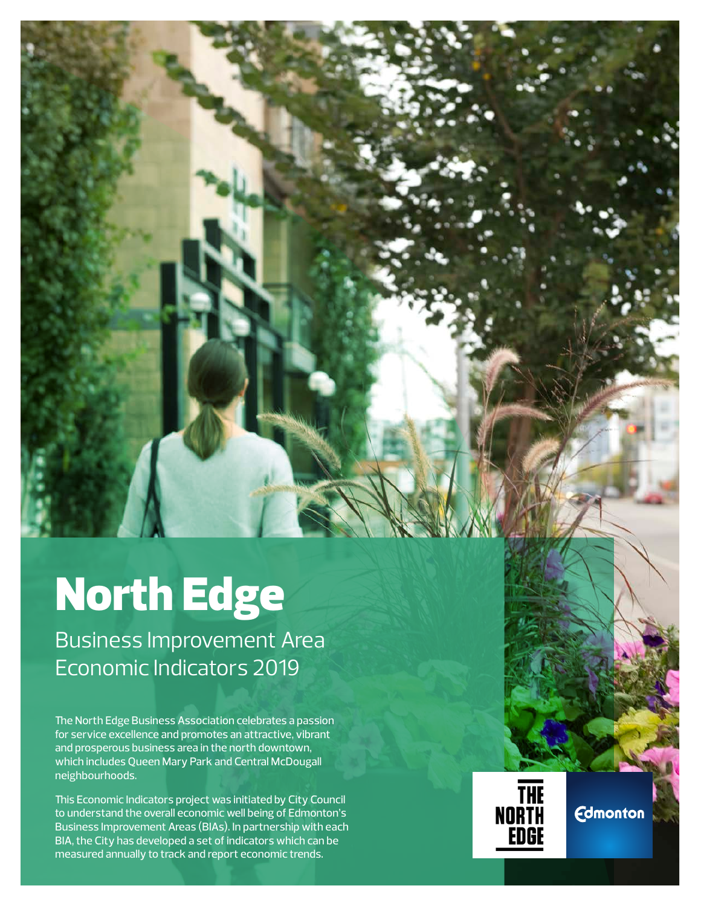# North Edge

## Business Improvement Area Economic Indicators 2019

The North Edge Business Association celebrates a passion for service excellence and promotes an attractive, vibrant and prosperous business area in the north downtown, which includes Queen Mary Park and Central McDougall neighbourhoods.

This Economic Indicators project was initiated by City Council to understand the overall economic well being of Edmonton's Business Improvement Areas (BIAs). In partnership with each BIA, the City has developed a set of indicators which can be measured annually to track and report economic trends.

THE NORTH EDGE

Edmonton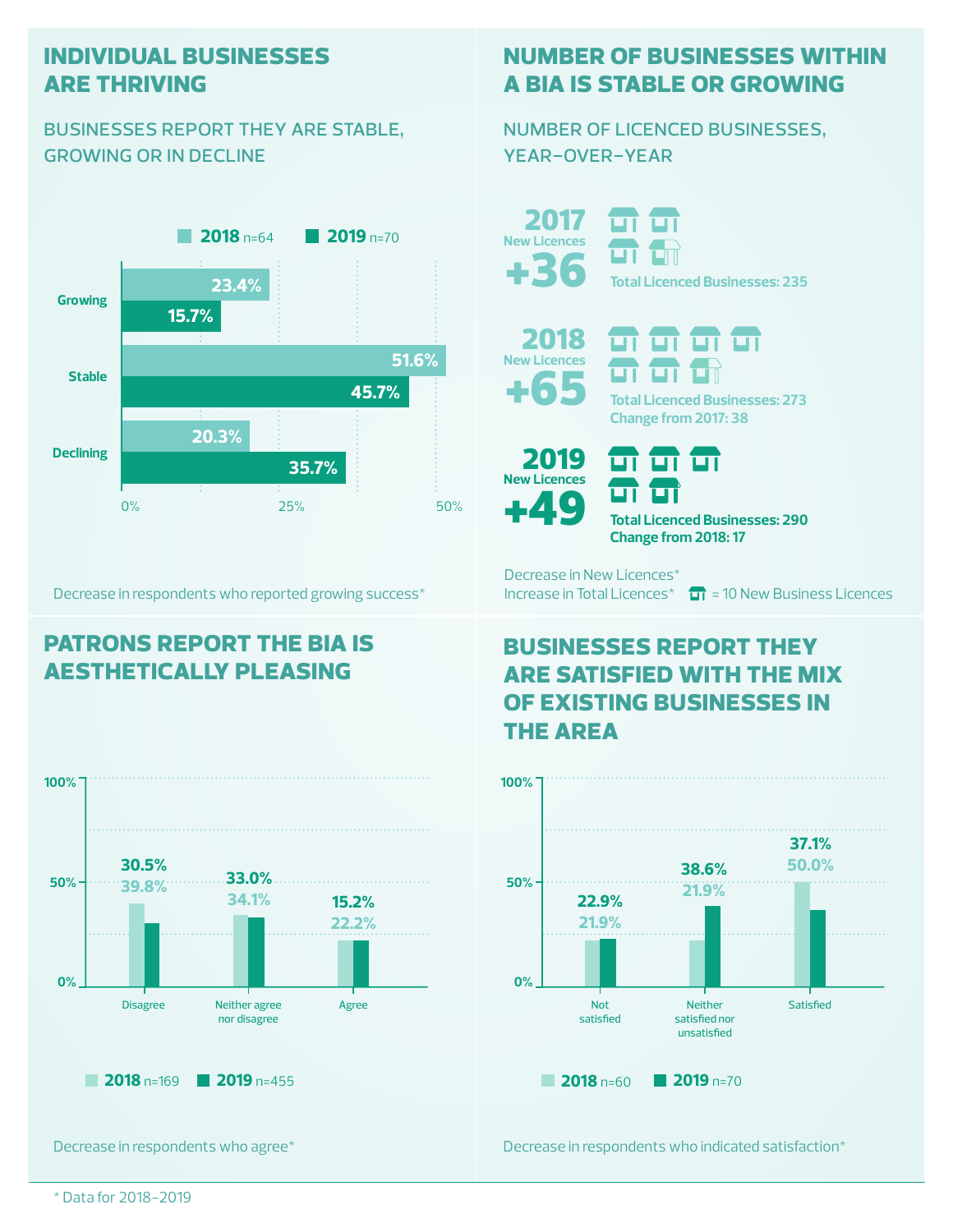## INDIVIDUAL BUSINESSES ARE THRIVING

### BUSINESSES REPORT THEY ARE STABLE, GROWING OR IN DECLINE

| | 2018 n=64 | 2019 n=70 |
|---|---|---|
| Growing | 23.4% | 15.7% |
| Stable | 51.6% | 45.7% |
| Declining | 20.3% | 35.7% |

Decrease in respondents who reported growing success*

## NUMBER OF BUSINESSES WITHIN A BIA IS STABLE OR GROWING

### NUMBER OF LICENCED BUSINESSES, YEAR-OVER-YEAR

**2017**
New Licences
**+36**
Total Licenced Businesses: 235

**2018**
New Licences
**+65**
Total Licenced Businesses: 273
Change from 2017: 38

**2019**
New Licences
**+49**
Total Licenced Businesses: 290
Change from 2018: 17

Decrease in New Licences*
Increase in Total Licences*

= 10 New Business Licences

## PATRONS REPORT THE BIA IS AESTHETICALLY PLEASING

| | 2018 n=169 | 2019 n=455 |
|---|---|---|
| Disagree | 39.8% | 30.5% |
| Neither agree nor disagree | 34.1% | 33.0% |
| Agree | 22.2% | 15.2% |

Decrease in respondents who agree*

## BUSINESSES REPORT THEY ARE SATISFIED WITH THE MIX OF EXISTING BUSINESSES IN THE AREA

| | 2018 n=60 | 2019 n=70 |
|---|---|---|
| Not satisfied | 21.9% | 22.9% |
| Neither satisfied nor unsatisfied | 21.9% | 38.6% |
| Satisfied | 50.0% | 37.1% |

Decrease in respondents who indicated satisfaction*

\* Data for 2018–2019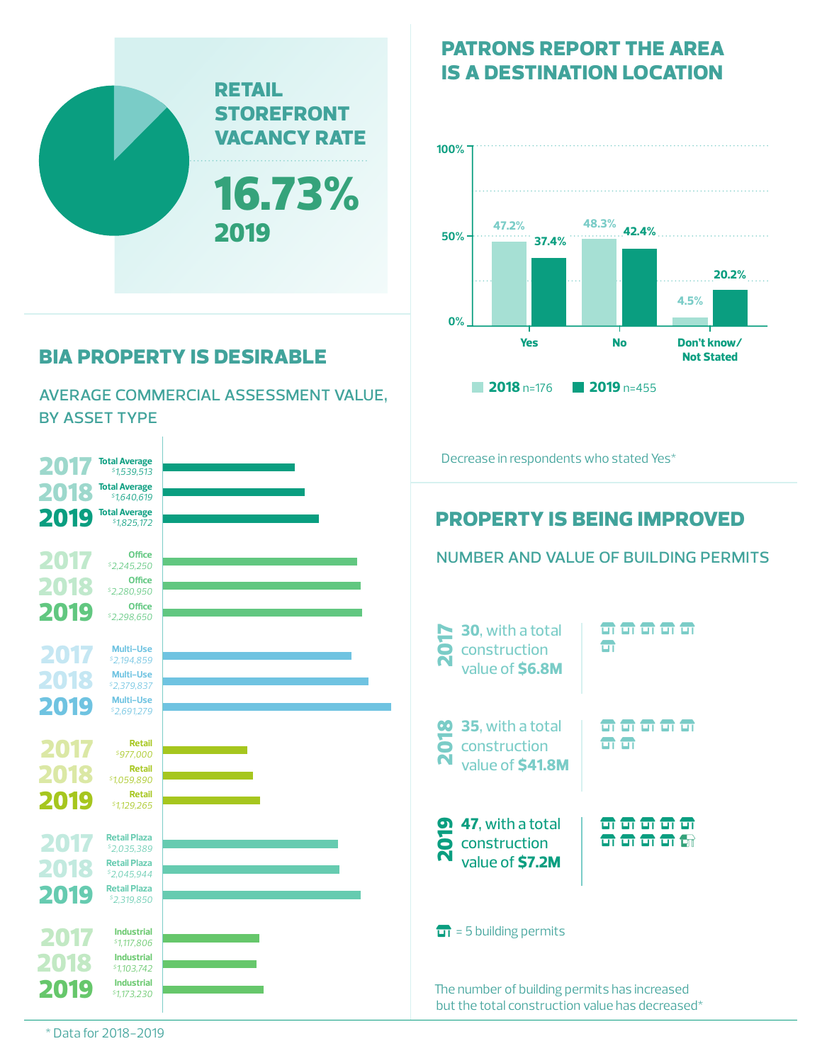## RETAIL STOREFRONT VACANCY RATE

**16.73%**
**2019**

## PATRONS REPORT THE AREA IS A DESTINATION LOCATION

| | 2018 n=176 | 2019 n=455 |
|---|---|---|
| Yes | 47.2% | 37.4% |
| No | 48.3% | 42.4% |
| Don't know/ Not Stated | 4.5% | 20.2% |

Decrease in respondents who stated Yes*

## BIA PROPERTY IS DESIRABLE

### AVERAGE COMMERCIAL ASSESSMENT VALUE, BY ASSET TYPE

| Asset Type | 2017 | 2018 | 2019 |
|---|---|---|---|
| Total Average | $1,539,513 | $1,640,619 | $1,825,172 |
| Office | $2,245,250 | $2,280,950 | $2,298,650 |
| Multi-Use | $2,194,859 | $2,379,837 | $2,691,279 |
| Retail | $977,000 | $1,059,890 | $1,129,265 |
| Retail Plaza | $2,035,389 | $2,045,944 | $2,319,850 |
| Industrial | $1,117,806 | $1,103,742 | $1,173,230 |

## PROPERTY IS BEING IMPROVED

### NUMBER AND VALUE OF BUILDING PERMITS

**2017** — **30**, with a total construction value of **$6.8M**

**2018** — **35**, with a total construction value of **$41.8M**

**2019** — **47**, with a total construction value of **$7.2M**

= 5 building permits

The number of building permits has increased but the total construction value has decreased*

\* Data for 2018–2019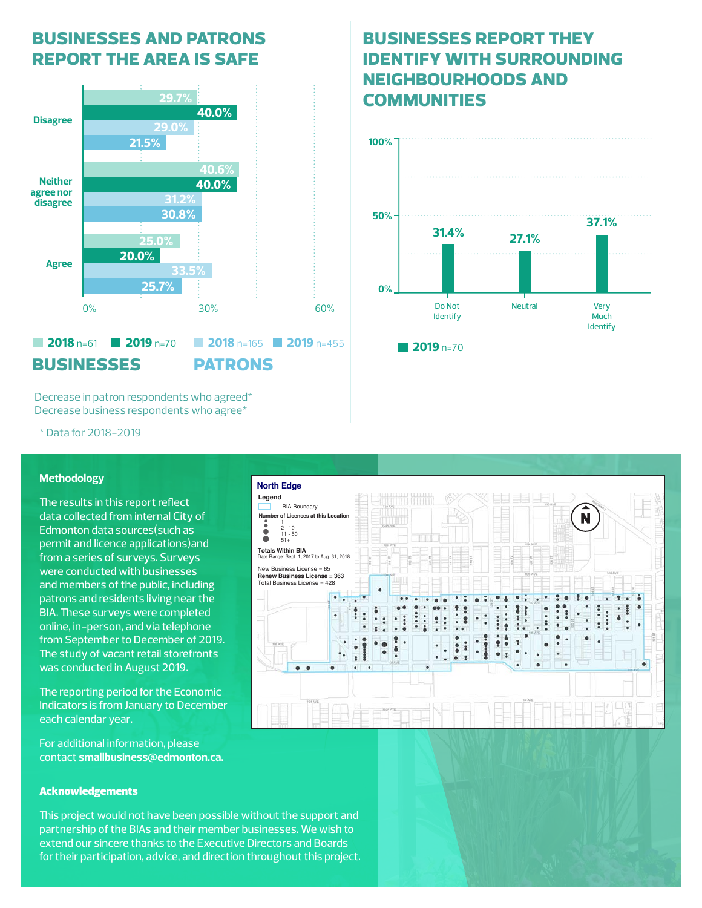## BUSINESSES AND PATRONS REPORT THE AREA IS SAFE

Disagree
29.7%
40.0%
29.0%
21.5%

Neither agree nor disagree
40.6%
40.0%
31.2%
30.8%

Agree
25.0%
20.0%
33.5%
25.7%

0%
30%
60%

2018 n=61 2019 n=70 2018 n=165 2019 n=455

**BUSINESSES** **PATRONS**

Decrease in patron respondents who agreed*
Decrease business respondents who agree*

## BUSINESSES REPORT THEY IDENTIFY WITH SURROUNDING NEIGHBOURHOODS AND COMMUNITIES

100%
50%
0%

31.4%
27.1%
37.1%

Do Not Identify
Neutral
Very Much Identify

2019 n=70

\* Data for 2018–2019

### Methodology

The results in this report reflect data collected from internal City of Edmonton data sources(such as permit and licence applications)and from a series of surveys. Surveys were conducted with businesses and members of the public, including patrons and residents living near the BIA. These surveys were completed online, in-person, and via telephone from September to December of 2019. The study of vacant retail storefronts was conducted in August 2019.

The reporting period for the Economic Indicators is from January to December each calendar year.

For additional information, please contact **smallbusiness@edmonton.ca.**

**North Edge**

Legend
BIA Boundary
Number of Licences at this Location
1
2 - 10
11 - 50
51 +

Totals Within BIA
Date Range: Sept. 1, 2017 to Aug. 31, 2018

New Business License = 65
Renew Business License = 363
Total Business License = 428

### Acknowledgements

This project would not have been possible without the support and partnership of the BIAs and their member businesses. We wish to extend our sincere thanks to the Executive Directors and Boards for their participation, advice, and direction throughout this project.